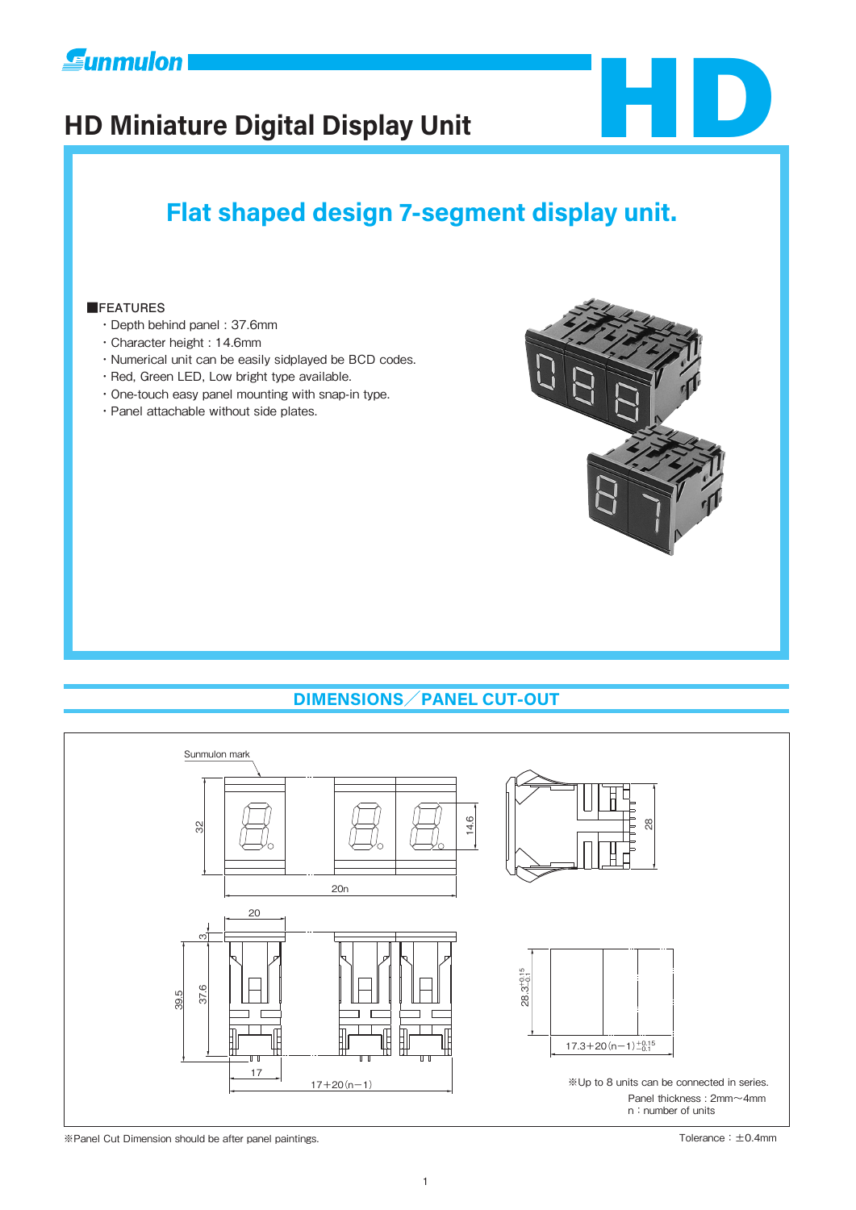Sunmulon

# HD Miniature Digital Display Unit

HD

## Flat shaped design 7-segment display unit.

■FEATURES

- Depth behind panel : 37.6mm
- Character height : 14.6mm
- Numerical unit can be easily sidplayed be BCD codes.
- Red, Green LED, Low bright type available.
- One-touch easy panel mounting with snap-in type.
- Panel attachable without side plates.

## DIMENSIONS／PANEL CUT-OUT

Sunmulon mark

32, 14.6, 20n, 28

20, 3, 39.5, 37.6, 17, 17＋20（n−1）

$28.3^{+0.15}_{-0.1}$

$17.3+20(n-1)^{+0.15}_{-0.1}$

※Up to 8 units can be connected in series.

Panel thickness : 2mm～4mm

n : number of units

※Panel Cut Dimension should be after panel paintings.

Tolerance : ±0.4mm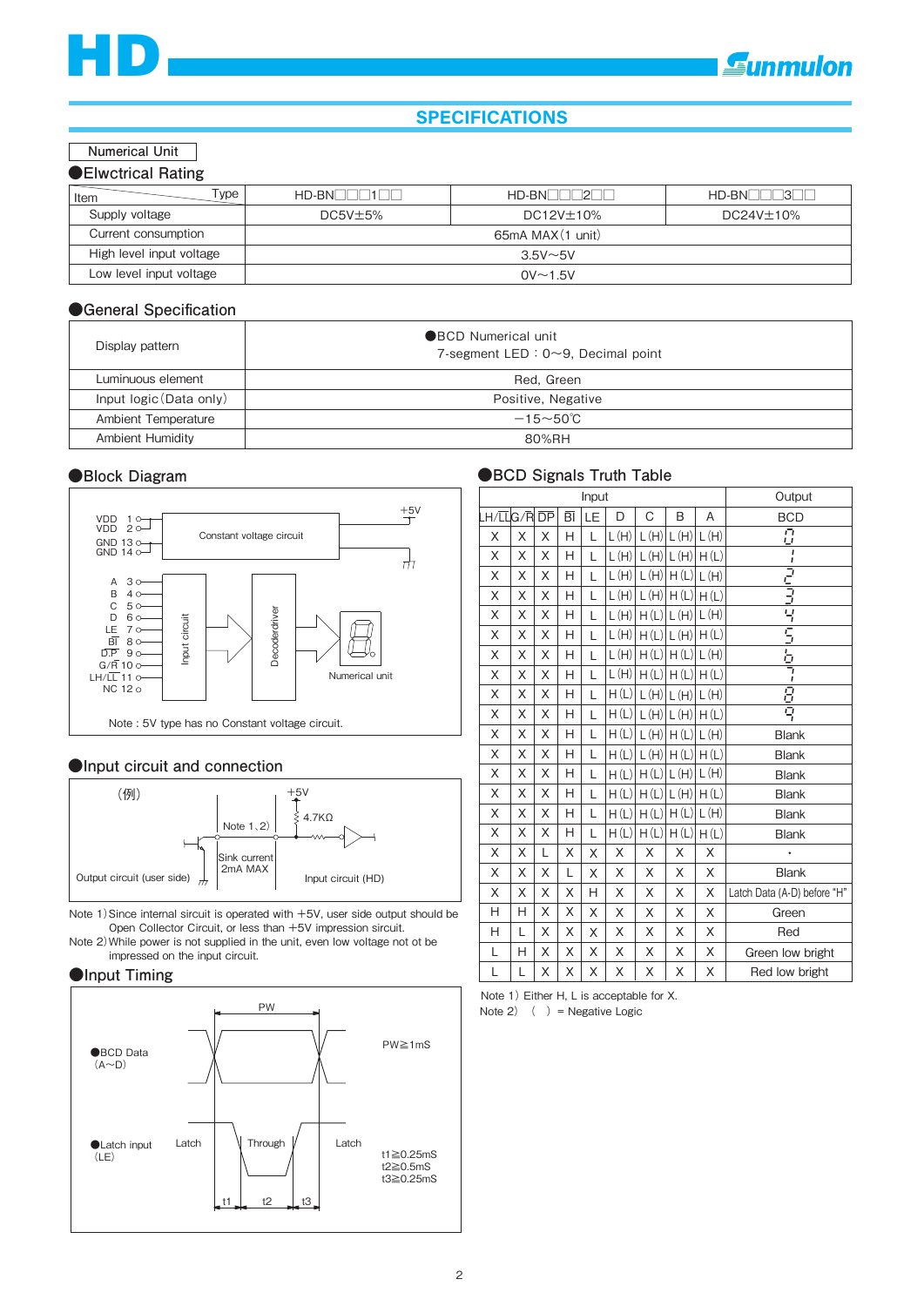## SPECIFICATIONS

Numerical Unit

### ●Elwctrical Rating

| Item / Type | HD-BN□□□1□□ | HD-BN□□□2□□ | HD-BN□□□3□□ |
|---|---|---|---|
| Supply voltage | DC5V±5% | DC12V±10% | DC24V±10% |
| Current consumption | 65mA MAX (1 unit) | | |
| High level input voltage | 3.5V～5V | | |
| Low level input voltage | 0V～1.5V | | |

### ●General Specification

| | |
|---|---|
| Display pattern | ●BCD Numerical unit<br>7-segment LED：0～9, Decimal point |
| Luminuous element | Red, Green |
| Input logic (Data only) | Positive, Negative |
| Ambient Temperature | −15～50℃ |
| Ambient Humidity | 80%RH |

### ●Block Diagram

VDD 1, VDD 2, GND 13, GND 14 → Constant voltage circuit (+5V)

A 3, B 4, C 5, D 6, LE 7, BI 8, DP 9, G/R 10, LH/LL 11, NC 12 → Input circuit → Decoderdriver → Numerical unit

Note : 5V type has no Constant voltage circuit.

### ●Input circuit and connection

(例)

Output circuit (user side) — Note 1, 2) — Sink current 2mA MAX — +5V, 4.7KΩ — Input circuit (HD)

Note 1) Since internal sircuit is operated with +5V, user side output should be Open Collector Circuit, or less than +5V impression circuit.
Note 2) While power is not supplied in the unit, even low voltage not ot be impressed on the input circuit.

### ●Input Timing

●BCD Data (A～D) — PW — PW≧1mS

●Latch input (LE) — Latch / Through / Latch — t1, t2, t3

t1≧0.25mS
t2≧0.5mS
t3≧0.25mS

### ●BCD Signals Truth Table

| Input | | | | | | | | | Output |
|---|---|---|---|---|---|---|---|---|---|
| LH/LL | G/R | DP | BI | LE | D | C | B | A | BCD |
| X | X | X | H | L | L (H) | L (H) | L (H) | L (H) | 0 |
| X | X | X | H | L | L (H) | L (H) | L (H) | H (L) | 1 |
| X | X | X | H | L | L (H) | L (H) | H (L) | L (H) | 2 |
| X | X | X | H | L | L (H) | L (H) | H (L) | H (L) | 3 |
| X | X | X | H | L | L (H) | H (L) | L (H) | L (H) | 4 |
| X | X | X | H | L | L (H) | H (L) | L (H) | H (L) | 5 |
| X | X | X | H | L | L (H) | H (L) | H (L) | L (H) | 6 |
| X | X | X | H | L | L (H) | H (L) | H (L) | H (L) | 7 |
| X | X | X | H | L | H (L) | L (H) | L (H) | L (H) | 8 |
| X | X | X | H | L | H (L) | L (H) | L (H) | H (L) | 9 |
| X | X | X | H | L | H (L) | L (H) | H (L) | L (H) | Blank |
| X | X | X | H | L | H (L) | L (H) | H (L) | H (L) | Blank |
| X | X | X | H | L | H (L) | H (L) | L (H) | L (H) | Blank |
| X | X | X | H | L | H (L) | H (L) | L (H) | H (L) | Blank |
| X | X | X | H | L | H (L) | H (L) | H (L) | L (H) | Blank |
| X | X | X | H | L | H (L) | H (L) | H (L) | H (L) | Blank |
| X | X | L | X | X | X | X | X | X | . |
| X | X | X | L | X | X | X | X | X | Blank |
| X | X | X | X | H | X | X | X | X | Latch Data (A-D) before "H" |
| H | H | X | X | X | X | X | X | X | Green |
| H | L | X | X | X | X | X | X | X | Red |
| L | H | X | X | X | X | X | X | X | Green low bright |
| L | L | X | X | X | X | X | X | X | Red low bright |

Note 1) Either H, L is acceptable for X.
Note 2) ( ) = Negative Logic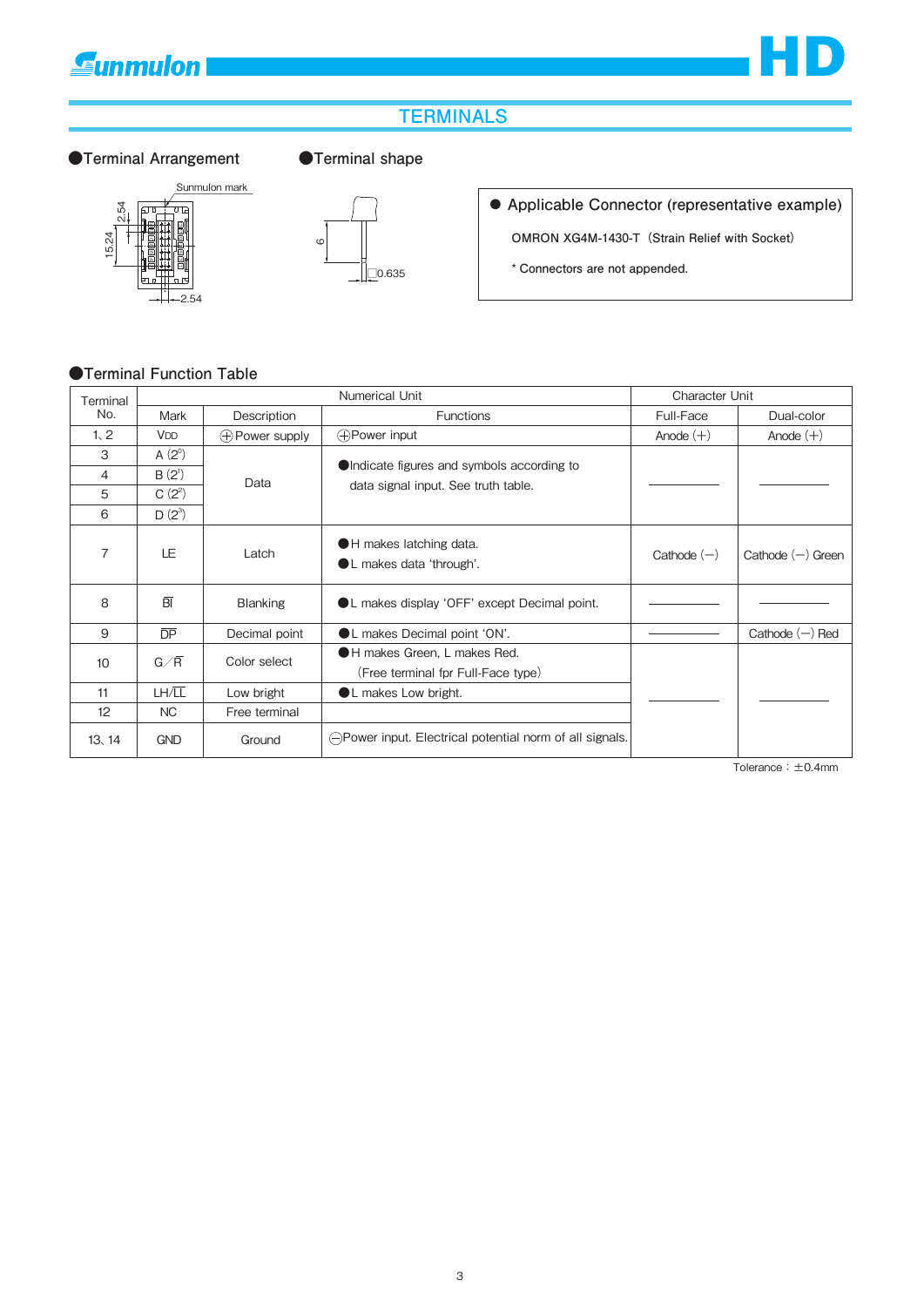## TERMINALS

●Terminal Arrangement

Sunmulon mark

2.54

15.24

2.54

●Terminal shape

6

□0.635

● Applicable Connector (representative example)

OMRON XG4M-1430-T（Strain Relief with Socket）

* Connectors are not appended.

●Terminal Function Table

| Terminal No. | Numerical Unit | | | Character Unit | |
|---|---|---|---|---|---|
| | Mark | Description | Functions | Full-Face | Dual-color |
| 1、2 | VDD | ⊕Power supply | ⊕Power input | Anode (+) | Anode (+) |
| 3 | A ($2^0$) | Data | ●Indicate figures and symbols according to data signal input. See truth table. | ―――― | ―――― |
| 4 | B ($2^1$) | | | | |
| 5 | C ($2^2$) | | | | |
| 6 | D ($2^3$) | | | | |
| 7 | LE | Latch | ●H makes latching data. ●L makes data 'through'. | Cathode (−) | Cathode (−) Green |
| 8 | $\overline{BI}$ | Blanking | ●L makes display 'OFF' except Decimal point. | ―――― | ―――― |
| 9 | $\overline{DP}$ | Decimal point | ●L makes Decimal point 'ON'. | ―――― | Cathode (−) Red |
| 10 | G／$\overline{R}$ | Color select | ●H makes Green, L makes Red. (Free terminal fpr Full-Face type) | ―――― | ―――― |
| 11 | LH/$\overline{LL}$ | Low bright | ●L makes Low bright. | | |
| 12 | NC | Free terminal | | | |
| 13、14 | GND | Ground | ⊖Power input. Electrical potential norm of all signals. | | |

Tolerance：±0.4mm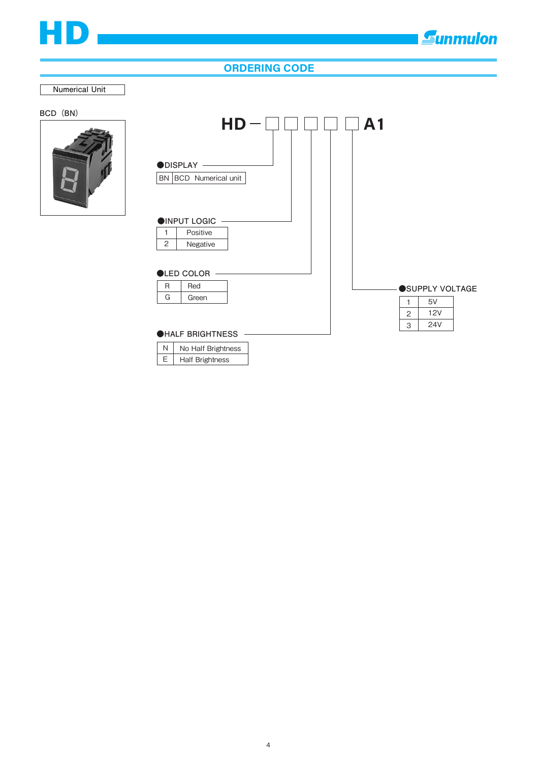## ORDERING CODE

Numerical Unit

BCD（BN）

**HD－□ □ □ □ □ A1**

●DISPLAY

| | |
|---|---|
| BN | BCD Numerical unit |

●INPUT LOGIC

| | |
|---|---|
| 1 | Positive |
| 2 | Negative |

●LED COLOR

| | |
|---|---|
| R | Red |
| G | Green |

●HALF BRIGHTNESS

| | |
|---|---|
| N | No Half Brightness |
| E | Half Brightness |

●SUPPLY VOLTAGE

| | |
|---|---|
| 1 | 5V |
| 2 | 12V |
| 3 | 24V |